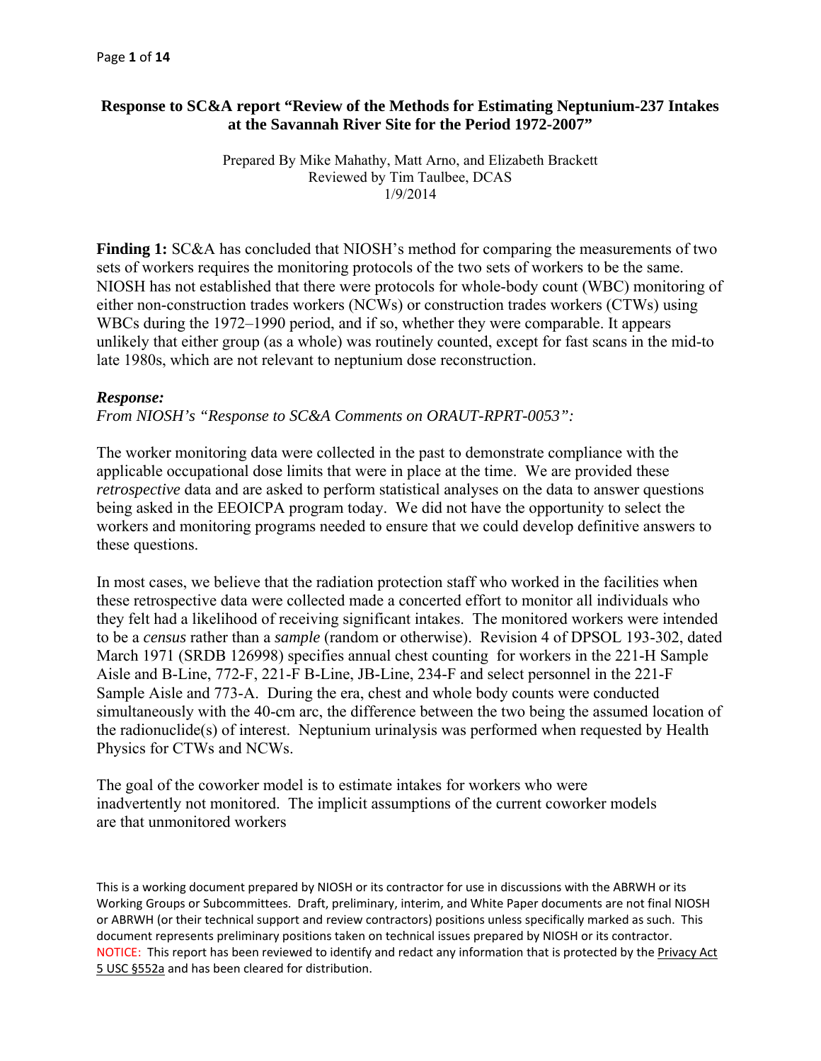**Response to SC&A report "Review of the Methods for Estimating Neptunium-237 Intakes at the Savannah River Site for the Period 1972-2007"**

Prepared By Mike Mahathy, Matt Arno, and Elizabeth Brackett
Reviewed by Tim Taulbee, DCAS
1/9/2014

**Finding 1:** SC&A has concluded that NIOSH's method for comparing the measurements of two sets of workers requires the monitoring protocols of the two sets of workers to be the same. NIOSH has not established that there were protocols for whole-body count (WBC) monitoring of either non-construction trades workers (NCWs) or construction trades workers (CTWs) using WBCs during the 1972–1990 period, and if so, whether they were comparable. It appears unlikely that either group (as a whole) was routinely counted, except for fast scans in the mid-to late 1980s, which are not relevant to neptunium dose reconstruction.

***Response:***
*From NIOSH's "Response to SC&A Comments on ORAUT-RPRT-0053":*

The worker monitoring data were collected in the past to demonstrate compliance with the applicable occupational dose limits that were in place at the time. We are provided these *retrospective* data and are asked to perform statistical analyses on the data to answer questions being asked in the EEOICPA program today. We did not have the opportunity to select the workers and monitoring programs needed to ensure that we could develop definitive answers to these questions.

In most cases, we believe that the radiation protection staff who worked in the facilities when these retrospective data were collected made a concerted effort to monitor all individuals who they felt had a likelihood of receiving significant intakes. The monitored workers were intended to be a *census* rather than a *sample* (random or otherwise). Revision 4 of DPSOL 193-302, dated March 1971 (SRDB 126998) specifies annual chest counting for workers in the 221-H Sample Aisle and B-Line, 772-F, 221-F B-Line, JB-Line, 234-F and select personnel in the 221-F Sample Aisle and 773-A. During the era, chest and whole body counts were conducted simultaneously with the 40-cm arc, the difference between the two being the assumed location of the radionuclide(s) of interest. Neptunium urinalysis was performed when requested by Health Physics for CTWs and NCWs.

The goal of the coworker model is to estimate intakes for workers who were inadvertently not monitored. The implicit assumptions of the current coworker models are that unmonitored workers

This is a working document prepared by NIOSH or its contractor for use in discussions with the ABRWH or its Working Groups or Subcommittees. Draft, preliminary, interim, and White Paper documents are not final NIOSH or ABRWH (or their technical support and review contractors) positions unless specifically marked as such. This document represents preliminary positions taken on technical issues prepared by NIOSH or its contractor.
NOTICE: This report has been reviewed to identify and redact any information that is protected by the Privacy Act 5 USC §552a and has been cleared for distribution.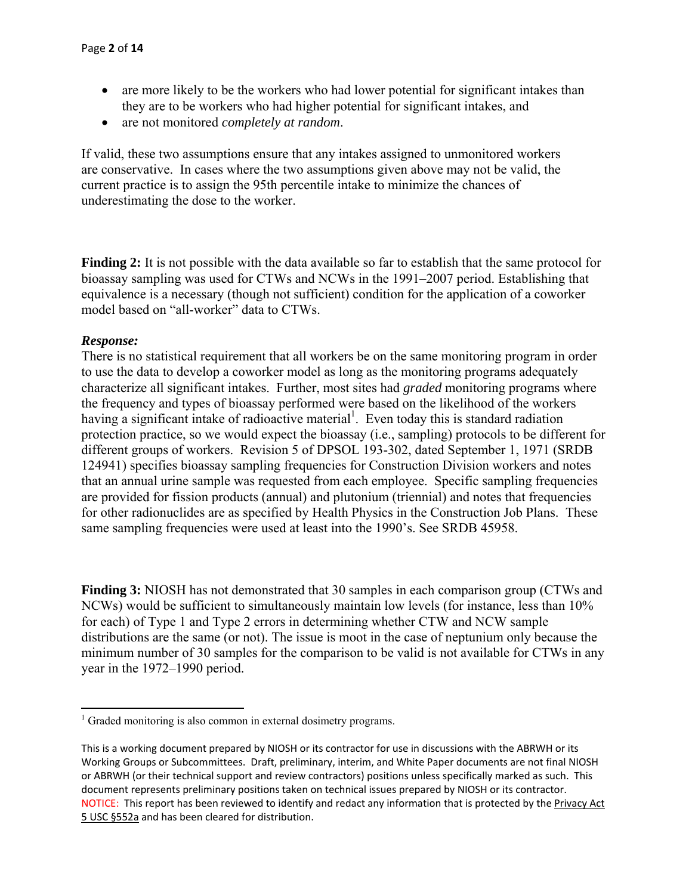- are more likely to be the workers who had lower potential for significant intakes than they are to be workers who had higher potential for significant intakes, and
- are not monitored *completely at random*.

If valid, these two assumptions ensure that any intakes assigned to unmonitored workers are conservative. In cases where the two assumptions given above may not be valid, the current practice is to assign the 95th percentile intake to minimize the chances of underestimating the dose to the worker.

**Finding 2:** It is not possible with the data available so far to establish that the same protocol for bioassay sampling was used for CTWs and NCWs in the 1991–2007 period. Establishing that equivalence is a necessary (though not sufficient) condition for the application of a coworker model based on "all-worker" data to CTWs.

***Response:***

There is no statistical requirement that all workers be on the same monitoring program in order to use the data to develop a coworker model as long as the monitoring programs adequately characterize all significant intakes. Further, most sites had *graded* monitoring programs where the frequency and types of bioassay performed were based on the likelihood of the workers having a significant intake of radioactive material[1]. Even today this is standard radiation protection practice, so we would expect the bioassay (i.e., sampling) protocols to be different for different groups of workers. Revision 5 of DPSOL 193-302, dated September 1, 1971 (SRDB 124941) specifies bioassay sampling frequencies for Construction Division workers and notes that an annual urine sample was requested from each employee. Specific sampling frequencies are provided for fission products (annual) and plutonium (triennial) and notes that frequencies for other radionuclides are as specified by Health Physics in the Construction Job Plans. These same sampling frequencies were used at least into the 1990's. See SRDB 45958.

**Finding 3:** NIOSH has not demonstrated that 30 samples in each comparison group (CTWs and NCWs) would be sufficient to simultaneously maintain low levels (for instance, less than 10% for each) of Type 1 and Type 2 errors in determining whether CTW and NCW sample distributions are the same (or not). The issue is moot in the case of neptunium only because the minimum number of 30 samples for the comparison to be valid is not available for CTWs in any year in the 1972–1990 period.

[1] Graded monitoring is also common in external dosimetry programs.

This is a working document prepared by NIOSH or its contractor for use in discussions with the ABRWH or its Working Groups or Subcommittees. Draft, preliminary, interim, and White Paper documents are not final NIOSH or ABRWH (or their technical support and review contractors) positions unless specifically marked as such. This document represents preliminary positions taken on technical issues prepared by NIOSH or its contractor.
NOTICE: This report has been reviewed to identify and redact any information that is protected by the Privacy Act 5 USC §552a and has been cleared for distribution.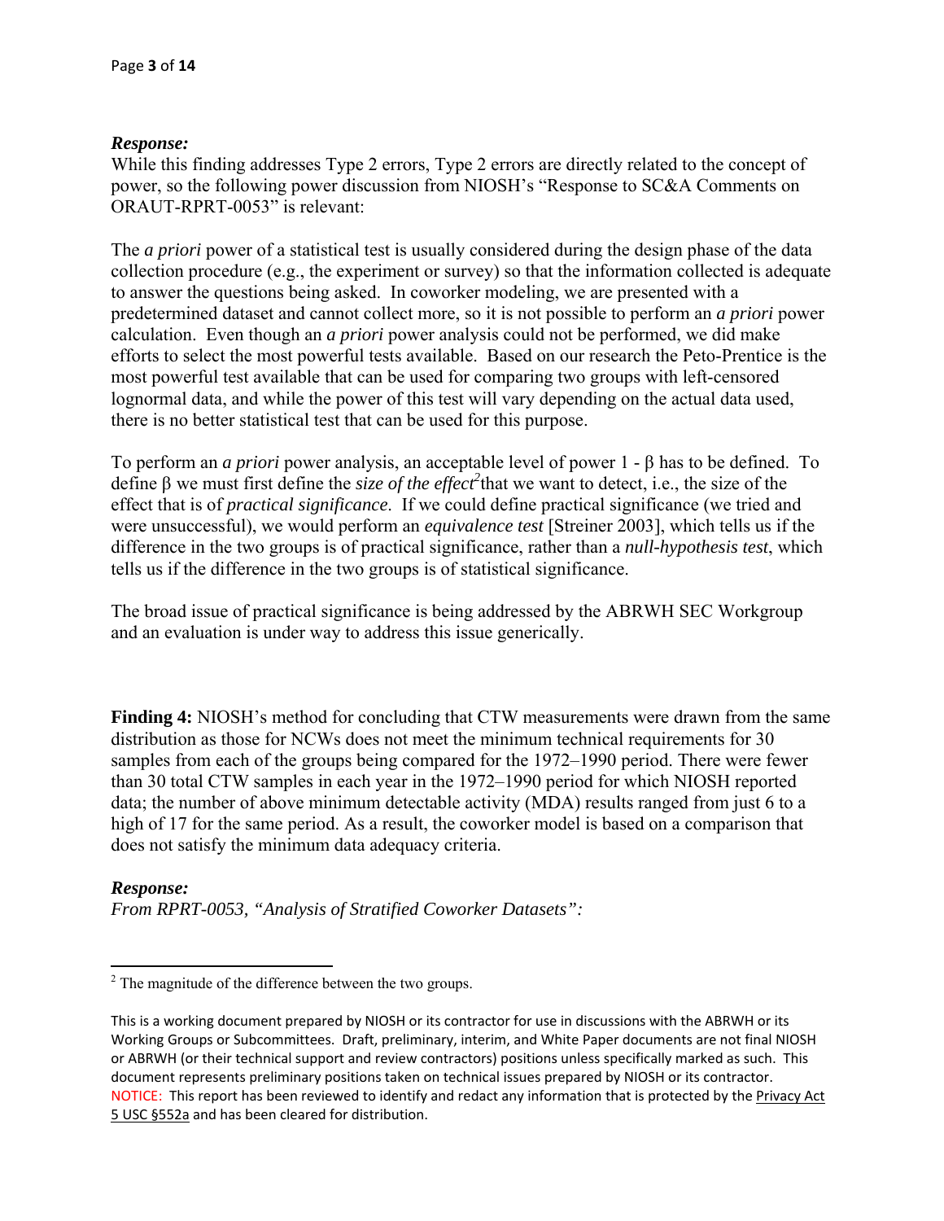***Response:***

While this finding addresses Type 2 errors, Type 2 errors are directly related to the concept of power, so the following power discussion from NIOSH's "Response to SC&A Comments on ORAUT-RPRT-0053" is relevant:

The *a priori* power of a statistical test is usually considered during the design phase of the data collection procedure (e.g., the experiment or survey) so that the information collected is adequate to answer the questions being asked. In coworker modeling, we are presented with a predetermined dataset and cannot collect more, so it is not possible to perform an *a priori* power calculation. Even though an *a priori* power analysis could not be performed, we did make efforts to select the most powerful tests available. Based on our research the Peto-Prentice is the most powerful test available that can be used for comparing two groups with left-censored lognormal data, and while the power of this test will vary depending on the actual data used, there is no better statistical test that can be used for this purpose.

To perform an *a priori* power analysis, an acceptable level of power $1 - \beta$ has to be defined. To define $\beta$ we must first define the *size of the effect*[2] that we want to detect, i.e., the size of the effect that is of *practical significance*. If we could define practical significance (we tried and were unsuccessful), we would perform an *equivalence test* [Streiner 2003], which tells us if the difference in the two groups is of practical significance, rather than a *null-hypothesis test*, which tells us if the difference in the two groups is of statistical significance.

The broad issue of practical significance is being addressed by the ABRWH SEC Workgroup and an evaluation is under way to address this issue generically.

**Finding 4:** NIOSH's method for concluding that CTW measurements were drawn from the same distribution as those for NCWs does not meet the minimum technical requirements for 30 samples from each of the groups being compared for the 1972–1990 period. There were fewer than 30 total CTW samples in each year in the 1972–1990 period for which NIOSH reported data; the number of above minimum detectable activity (MDA) results ranged from just 6 to a high of 17 for the same period. As a result, the coworker model is based on a comparison that does not satisfy the minimum data adequacy criteria.

***Response:***

*From RPRT-0053, "Analysis of Stratified Coworker Datasets":*

[2] The magnitude of the difference between the two groups.

This is a working document prepared by NIOSH or its contractor for use in discussions with the ABRWH or its Working Groups or Subcommittees. Draft, preliminary, interim, and White Paper documents are not final NIOSH or ABRWH (or their technical support and review contractors) positions unless specifically marked as such. This document represents preliminary positions taken on technical issues prepared by NIOSH or its contractor.
NOTICE: This report has been reviewed to identify and redact any information that is protected by the Privacy Act 5 USC §552a and has been cleared for distribution.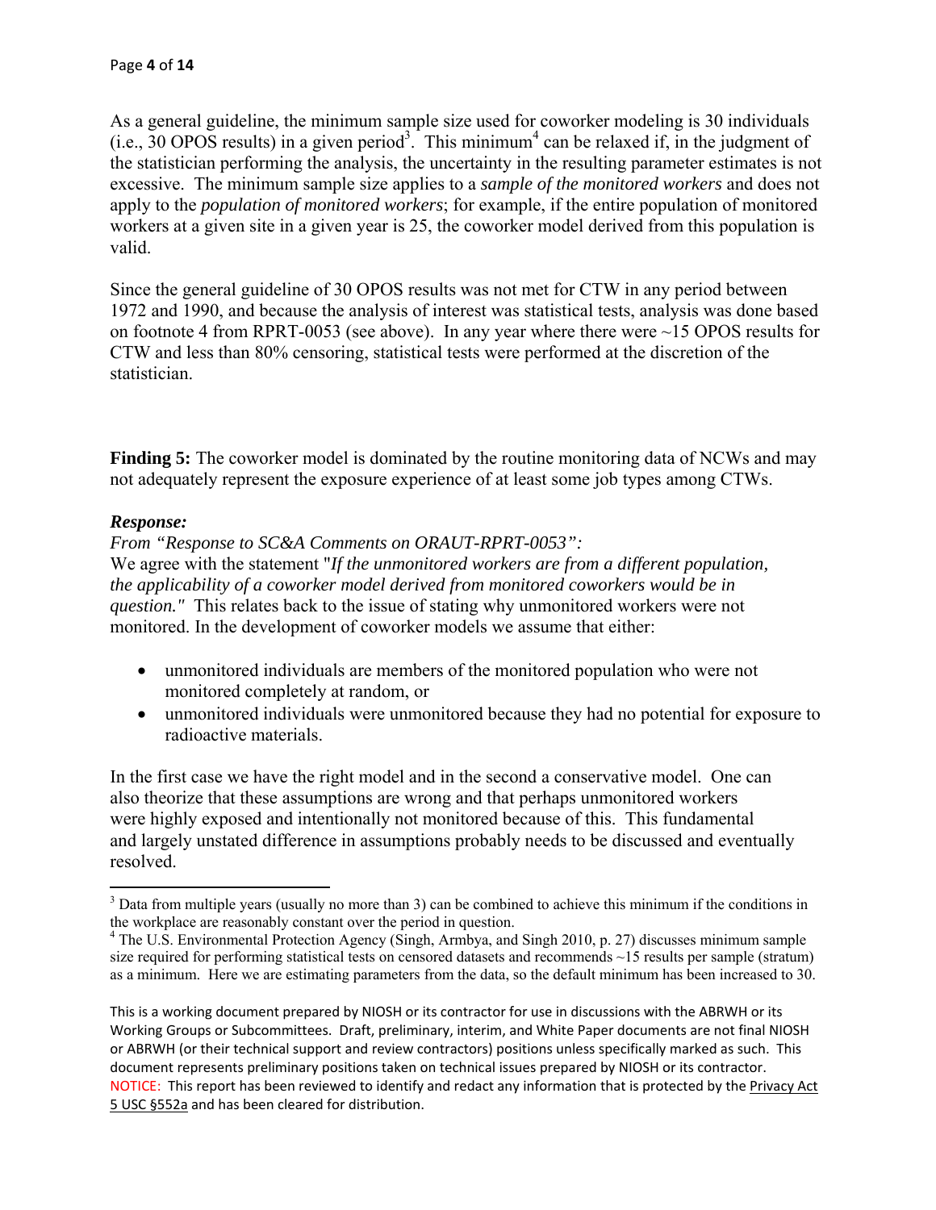As a general guideline, the minimum sample size used for coworker modeling is 30 individuals (i.e., 30 OPOS results) in a given period[3]. This minimum[4] can be relaxed if, in the judgment of the statistician performing the analysis, the uncertainty in the resulting parameter estimates is not excessive. The minimum sample size applies to a *sample of the monitored workers* and does not apply to the *population of monitored workers*; for example, if the entire population of monitored workers at a given site in a given year is 25, the coworker model derived from this population is valid.

Since the general guideline of 30 OPOS results was not met for CTW in any period between 1972 and 1990, and because the analysis of interest was statistical tests, analysis was done based on footnote 4 from RPRT-0053 (see above). In any year where there were ~15 OPOS results for CTW and less than 80% censoring, statistical tests were performed at the discretion of the statistician.

**Finding 5:** The coworker model is dominated by the routine monitoring data of NCWs and may not adequately represent the exposure experience of at least some job types among CTWs.

***Response:***

*From "Response to SC&A Comments on ORAUT-RPRT-0053":*

We agree with the statement "*If the unmonitored workers are from a different population, the applicability of a coworker model derived from monitored coworkers would be in question."* This relates back to the issue of stating why unmonitored workers were not monitored. In the development of coworker models we assume that either:

- unmonitored individuals are members of the monitored population who were not monitored completely at random, or
- unmonitored individuals were unmonitored because they had no potential for exposure to radioactive materials.

In the first case we have the right model and in the second a conservative model. One can also theorize that these assumptions are wrong and that perhaps unmonitored workers were highly exposed and intentionally not monitored because of this. This fundamental and largely unstated difference in assumptions probably needs to be discussed and eventually resolved.

---

[3] Data from multiple years (usually no more than 3) can be combined to achieve this minimum if the conditions in the workplace are reasonably constant over the period in question.

[4] The U.S. Environmental Protection Agency (Singh, Armbya, and Singh 2010, p. 27) discusses minimum sample size required for performing statistical tests on censored datasets and recommends ~15 results per sample (stratum) as a minimum. Here we are estimating parameters from the data, so the default minimum has been increased to 30.

This is a working document prepared by NIOSH or its contractor for use in discussions with the ABRWH or its Working Groups or Subcommittees. Draft, preliminary, interim, and White Paper documents are not final NIOSH or ABRWH (or their technical support and review contractors) positions unless specifically marked as such. This document represents preliminary positions taken on technical issues prepared by NIOSH or its contractor.
NOTICE: This report has been reviewed to identify and redact any information that is protected by the Privacy Act 5 USC §552a and has been cleared for distribution.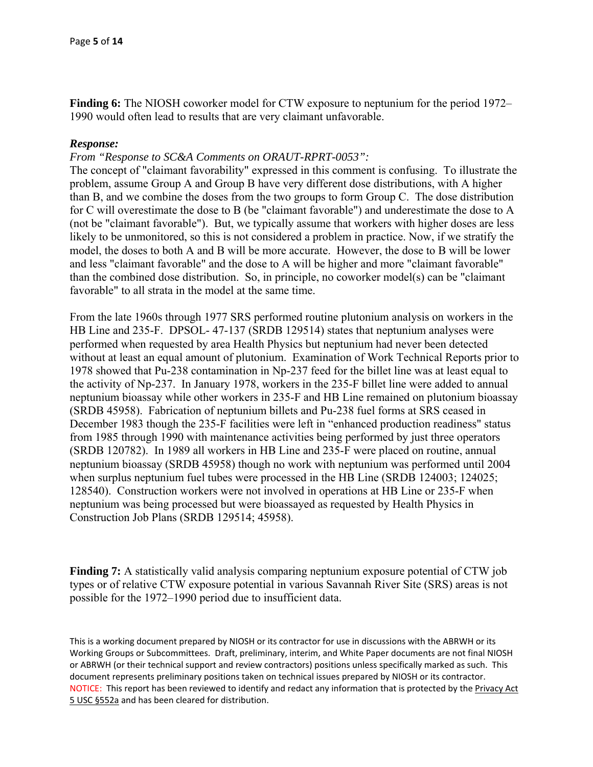**Finding 6:** The NIOSH coworker model for CTW exposure to neptunium for the period 1972–1990 would often lead to results that are very claimant unfavorable.

***Response:***

*From "Response to SC&A Comments on ORAUT-RPRT-0053":*

The concept of "claimant favorability" expressed in this comment is confusing. To illustrate the problem, assume Group A and Group B have very different dose distributions, with A higher than B, and we combine the doses from the two groups to form Group C. The dose distribution for C will overestimate the dose to B (be "claimant favorable") and underestimate the dose to A (not be "claimant favorable"). But, we typically assume that workers with higher doses are less likely to be unmonitored, so this is not considered a problem in practice. Now, if we stratify the model, the doses to both A and B will be more accurate. However, the dose to B will be lower and less "claimant favorable" and the dose to A will be higher and more "claimant favorable" than the combined dose distribution. So, in principle, no coworker model(s) can be "claimant favorable" to all strata in the model at the same time.

From the late 1960s through 1977 SRS performed routine plutonium analysis on workers in the HB Line and 235-F. DPSOL- 47-137 (SRDB 129514) states that neptunium analyses were performed when requested by area Health Physics but neptunium had never been detected without at least an equal amount of plutonium. Examination of Work Technical Reports prior to 1978 showed that Pu-238 contamination in Np-237 feed for the billet line was at least equal to the activity of Np-237. In January 1978, workers in the 235-F billet line were added to annual neptunium bioassay while other workers in 235-F and HB Line remained on plutonium bioassay (SRDB 45958). Fabrication of neptunium billets and Pu-238 fuel forms at SRS ceased in December 1983 though the 235-F facilities were left in "enhanced production readiness" status from 1985 through 1990 with maintenance activities being performed by just three operators (SRDB 120782). In 1989 all workers in HB Line and 235-F were placed on routine, annual neptunium bioassay (SRDB 45958) though no work with neptunium was performed until 2004 when surplus neptunium fuel tubes were processed in the HB Line (SRDB 124003; 124025; 128540). Construction workers were not involved in operations at HB Line or 235-F when neptunium was being processed but were bioassayed as requested by Health Physics in Construction Job Plans (SRDB 129514; 45958).

**Finding 7:** A statistically valid analysis comparing neptunium exposure potential of CTW job types or of relative CTW exposure potential in various Savannah River Site (SRS) areas is not possible for the 1972–1990 period due to insufficient data.

This is a working document prepared by NIOSH or its contractor for use in discussions with the ABRWH or its Working Groups or Subcommittees. Draft, preliminary, interim, and White Paper documents are not final NIOSH or ABRWH (or their technical support and review contractors) positions unless specifically marked as such. This document represents preliminary positions taken on technical issues prepared by NIOSH or its contractor. NOTICE: This report has been reviewed to identify and redact any information that is protected by the Privacy Act 5 USC §552a and has been cleared for distribution.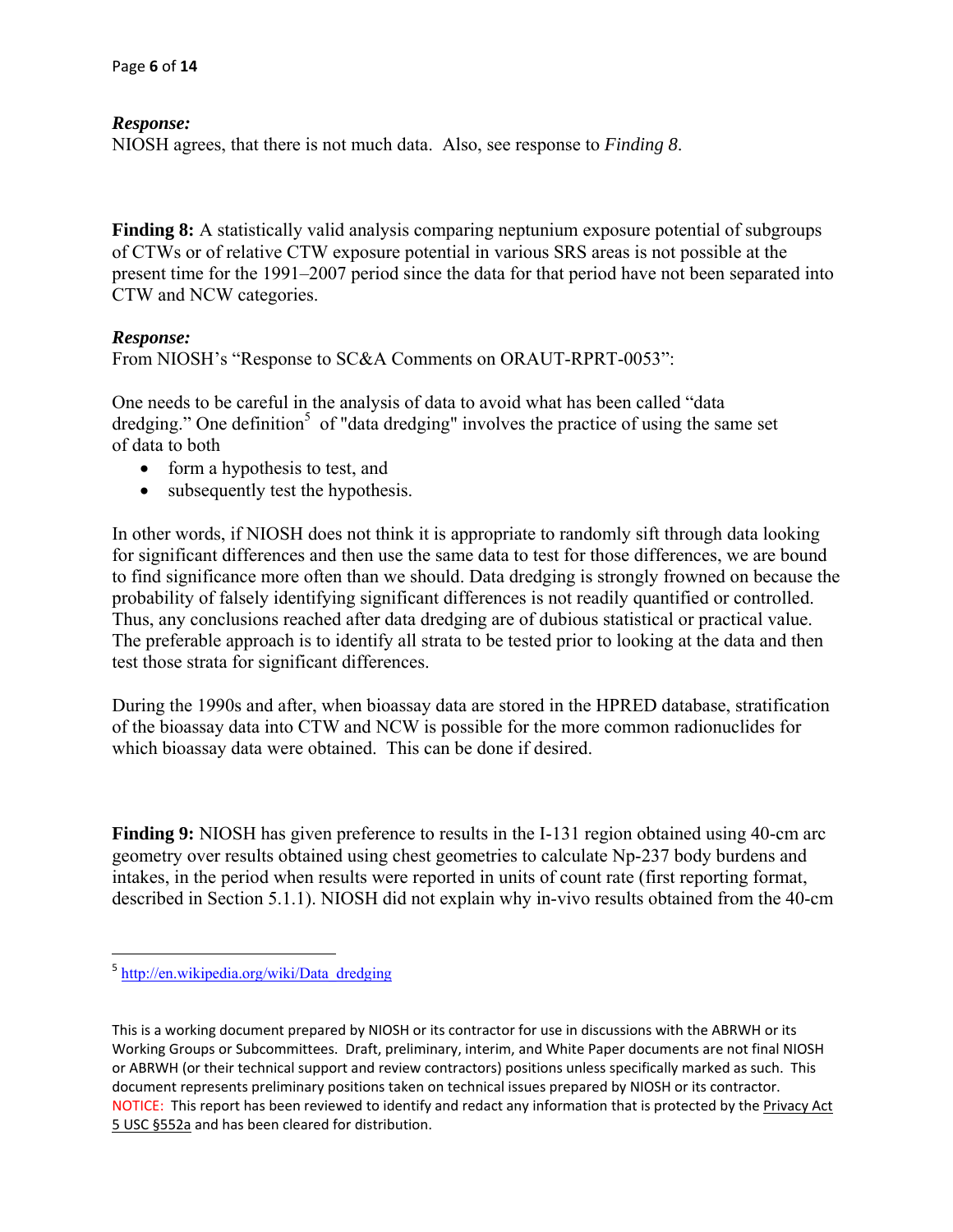***Response:***
NIOSH agrees, that there is not much data. Also, see response to *Finding 8*.

**Finding 8:** A statistically valid analysis comparing neptunium exposure potential of subgroups of CTWs or of relative CTW exposure potential in various SRS areas is not possible at the present time for the 1991–2007 period since the data for that period have not been separated into CTW and NCW categories.

***Response:***
From NIOSH's "Response to SC&A Comments on ORAUT-RPRT-0053":

One needs to be careful in the analysis of data to avoid what has been called "data dredging." One definition[5] of "data dredging" involves the practice of using the same set of data to both

- form a hypothesis to test, and
- subsequently test the hypothesis.

In other words, if NIOSH does not think it is appropriate to randomly sift through data looking for significant differences and then use the same data to test for those differences, we are bound to find significance more often than we should. Data dredging is strongly frowned on because the probability of falsely identifying significant differences is not readily quantified or controlled. Thus, any conclusions reached after data dredging are of dubious statistical or practical value. The preferable approach is to identify all strata to be tested prior to looking at the data and then test those strata for significant differences.

During the 1990s and after, when bioassay data are stored in the HPRED database, stratification of the bioassay data into CTW and NCW is possible for the more common radionuclides for which bioassay data were obtained. This can be done if desired.

**Finding 9:** NIOSH has given preference to results in the I-131 region obtained using 40-cm arc geometry over results obtained using chest geometries to calculate Np-237 body burdens and intakes, in the period when results were reported in units of count rate (first reporting format, described in Section 5.1.1). NIOSH did not explain why in-vivo results obtained from the 40-cm

[5] http://en.wikipedia.org/wiki/Data_dredging

This is a working document prepared by NIOSH or its contractor for use in discussions with the ABRWH or its Working Groups or Subcommittees. Draft, preliminary, interim, and White Paper documents are not final NIOSH or ABRWH (or their technical support and review contractors) positions unless specifically marked as such. This document represents preliminary positions taken on technical issues prepared by NIOSH or its contractor.
NOTICE: This report has been reviewed to identify and redact any information that is protected by the Privacy Act 5 USC §552a and has been cleared for distribution.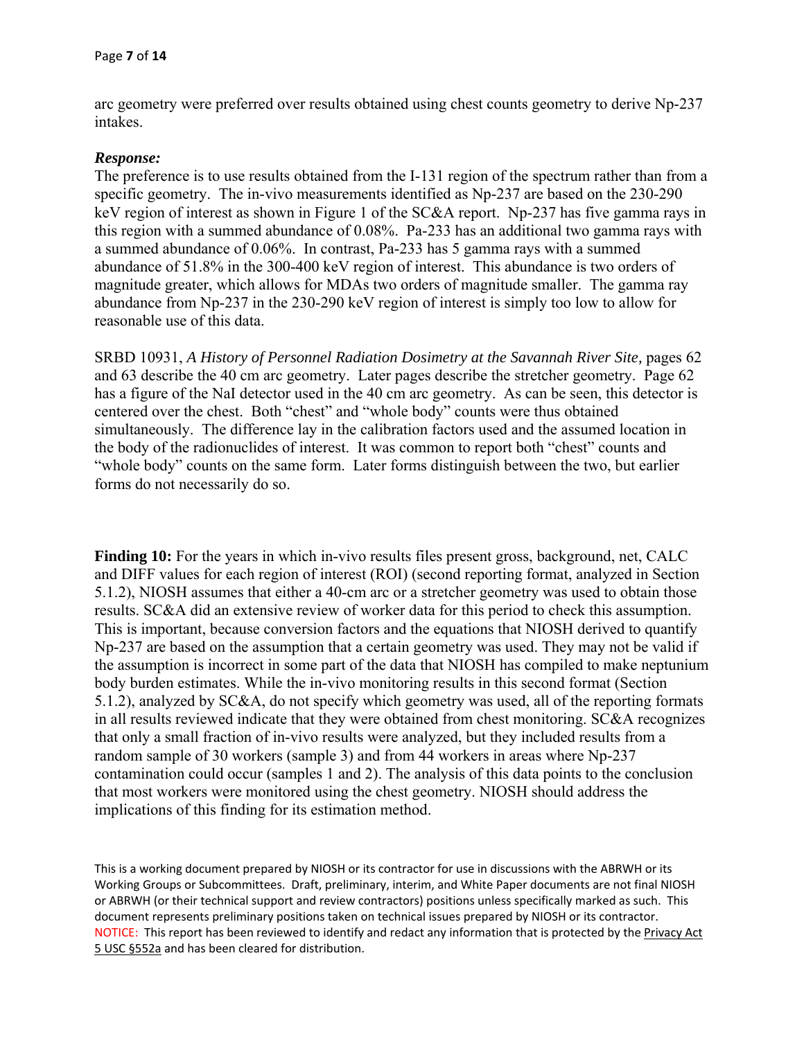arc geometry were preferred over results obtained using chest counts geometry to derive Np-237 intakes.

***Response:***

The preference is to use results obtained from the I-131 region of the spectrum rather than from a specific geometry. The in-vivo measurements identified as Np-237 are based on the 230-290 keV region of interest as shown in Figure 1 of the SC&A report. Np-237 has five gamma rays in this region with a summed abundance of 0.08%. Pa-233 has an additional two gamma rays with a summed abundance of 0.06%. In contrast, Pa-233 has 5 gamma rays with a summed abundance of 51.8% in the 300-400 keV region of interest. This abundance is two orders of magnitude greater, which allows for MDAs two orders of magnitude smaller. The gamma ray abundance from Np-237 in the 230-290 keV region of interest is simply too low to allow for reasonable use of this data.

SRBD 10931, *A History of Personnel Radiation Dosimetry at the Savannah River Site,* pages 62 and 63 describe the 40 cm arc geometry. Later pages describe the stretcher geometry. Page 62 has a figure of the NaI detector used in the 40 cm arc geometry. As can be seen, this detector is centered over the chest. Both "chest" and "whole body" counts were thus obtained simultaneously. The difference lay in the calibration factors used and the assumed location in the body of the radionuclides of interest. It was common to report both "chest" counts and "whole body" counts on the same form. Later forms distinguish between the two, but earlier forms do not necessarily do so.

**Finding 10:** For the years in which in-vivo results files present gross, background, net, CALC and DIFF values for each region of interest (ROI) (second reporting format, analyzed in Section 5.1.2), NIOSH assumes that either a 40-cm arc or a stretcher geometry was used to obtain those results. SC&A did an extensive review of worker data for this period to check this assumption. This is important, because conversion factors and the equations that NIOSH derived to quantify Np-237 are based on the assumption that a certain geometry was used. They may not be valid if the assumption is incorrect in some part of the data that NIOSH has compiled to make neptunium body burden estimates. While the in-vivo monitoring results in this second format (Section 5.1.2), analyzed by SC&A, do not specify which geometry was used, all of the reporting formats in all results reviewed indicate that they were obtained from chest monitoring. SC&A recognizes that only a small fraction of in-vivo results were analyzed, but they included results from a random sample of 30 workers (sample 3) and from 44 workers in areas where Np-237 contamination could occur (samples 1 and 2). The analysis of this data points to the conclusion that most workers were monitored using the chest geometry. NIOSH should address the implications of this finding for its estimation method.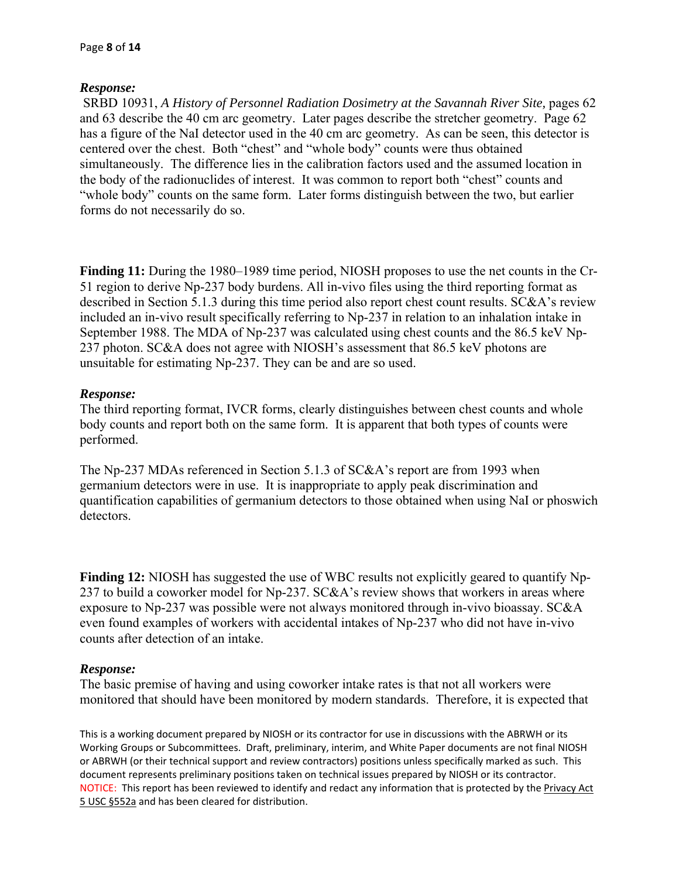*Response:*

SRBD 10931, *A History of Personnel Radiation Dosimetry at the Savannah River Site,* pages 62 and 63 describe the 40 cm arc geometry. Later pages describe the stretcher geometry. Page 62 has a figure of the NaI detector used in the 40 cm arc geometry. As can be seen, this detector is centered over the chest. Both "chest" and "whole body" counts were thus obtained simultaneously. The difference lies in the calibration factors used and the assumed location in the body of the radionuclides of interest. It was common to report both "chest" counts and "whole body" counts on the same form. Later forms distinguish between the two, but earlier forms do not necessarily do so.

**Finding 11:** During the 1980–1989 time period, NIOSH proposes to use the net counts in the Cr-51 region to derive Np-237 body burdens. All in-vivo files using the third reporting format as described in Section 5.1.3 during this time period also report chest count results. SC&A's review included an in-vivo result specifically referring to Np-237 in relation to an inhalation intake in September 1988. The MDA of Np-237 was calculated using chest counts and the 86.5 keV Np-237 photon. SC&A does not agree with NIOSH's assessment that 86.5 keV photons are unsuitable for estimating Np-237. They can be and are so used.

*Response:*

The third reporting format, IVCR forms, clearly distinguishes between chest counts and whole body counts and report both on the same form. It is apparent that both types of counts were performed.

The Np-237 MDAs referenced in Section 5.1.3 of SC&A's report are from 1993 when germanium detectors were in use. It is inappropriate to apply peak discrimination and quantification capabilities of germanium detectors to those obtained when using NaI or phoswich detectors.

**Finding 12:** NIOSH has suggested the use of WBC results not explicitly geared to quantify Np-237 to build a coworker model for Np-237. SC&A's review shows that workers in areas where exposure to Np-237 was possible were not always monitored through in-vivo bioassay. SC&A even found examples of workers with accidental intakes of Np-237 who did not have in-vivo counts after detection of an intake.

*Response:*

The basic premise of having and using coworker intake rates is that not all workers were monitored that should have been monitored by modern standards. Therefore, it is expected that

This is a working document prepared by NIOSH or its contractor for use in discussions with the ABRWH or its Working Groups or Subcommittees. Draft, preliminary, interim, and White Paper documents are not final NIOSH or ABRWH (or their technical support and review contractors) positions unless specifically marked as such. This document represents preliminary positions taken on technical issues prepared by NIOSH or its contractor. NOTICE: This report has been reviewed to identify and redact any information that is protected by the Privacy Act 5 USC §552a and has been cleared for distribution.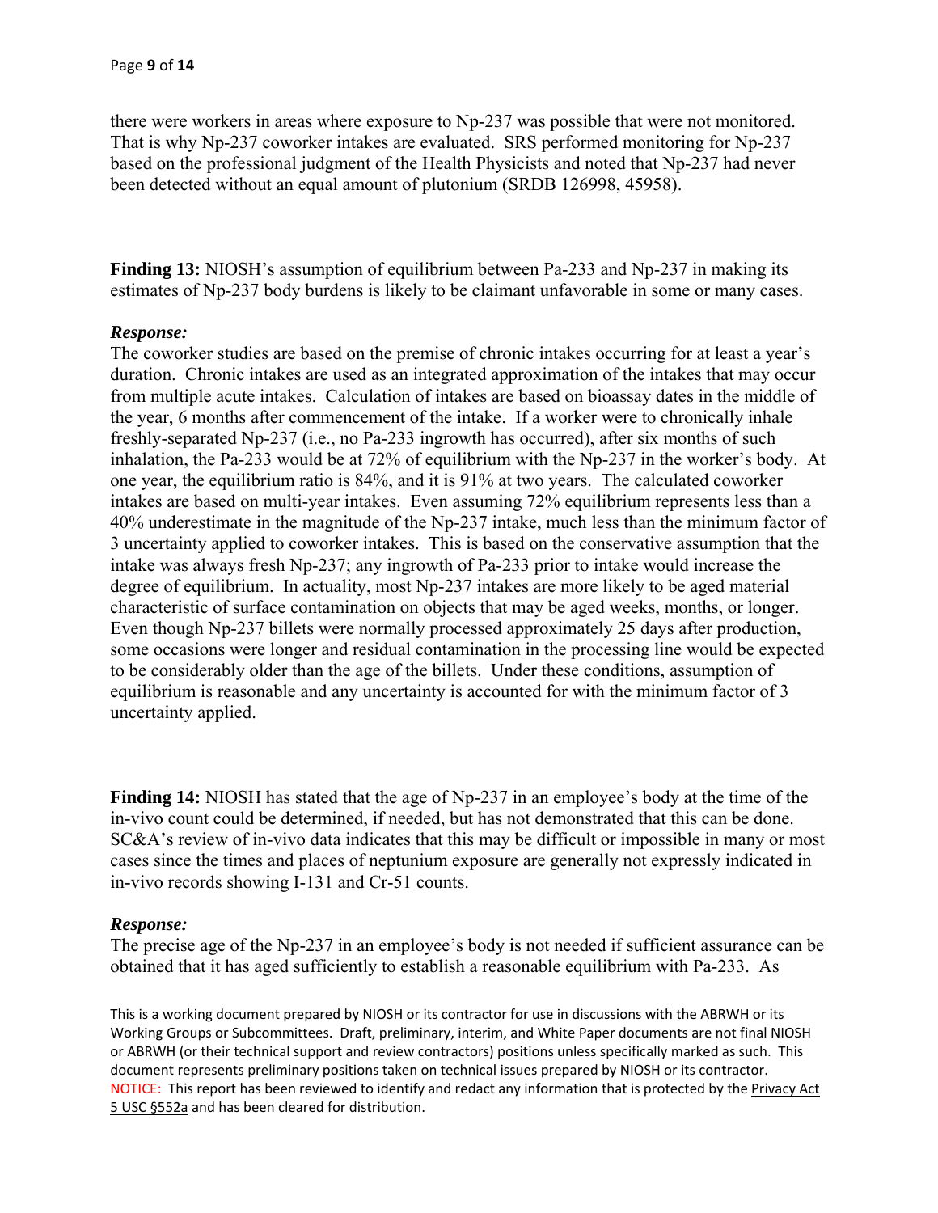there were workers in areas where exposure to Np-237 was possible that were not monitored. That is why Np-237 coworker intakes are evaluated. SRS performed monitoring for Np-237 based on the professional judgment of the Health Physicists and noted that Np-237 had never been detected without an equal amount of plutonium (SRDB 126998, 45958).

**Finding 13:** NIOSH's assumption of equilibrium between Pa-233 and Np-237 in making its estimates of Np-237 body burdens is likely to be claimant unfavorable in some or many cases.

***Response:***

The coworker studies are based on the premise of chronic intakes occurring for at least a year's duration. Chronic intakes are used as an integrated approximation of the intakes that may occur from multiple acute intakes. Calculation of intakes are based on bioassay dates in the middle of the year, 6 months after commencement of the intake. If a worker were to chronically inhale freshly-separated Np-237 (i.e., no Pa-233 ingrowth has occurred), after six months of such inhalation, the Pa-233 would be at 72% of equilibrium with the Np-237 in the worker's body. At one year, the equilibrium ratio is 84%, and it is 91% at two years. The calculated coworker intakes are based on multi-year intakes. Even assuming 72% equilibrium represents less than a 40% underestimate in the magnitude of the Np-237 intake, much less than the minimum factor of 3 uncertainty applied to coworker intakes. This is based on the conservative assumption that the intake was always fresh Np-237; any ingrowth of Pa-233 prior to intake would increase the degree of equilibrium. In actuality, most Np-237 intakes are more likely to be aged material characteristic of surface contamination on objects that may be aged weeks, months, or longer. Even though Np-237 billets were normally processed approximately 25 days after production, some occasions were longer and residual contamination in the processing line would be expected to be considerably older than the age of the billets. Under these conditions, assumption of equilibrium is reasonable and any uncertainty is accounted for with the minimum factor of 3 uncertainty applied.

**Finding 14:** NIOSH has stated that the age of Np-237 in an employee's body at the time of the in-vivo count could be determined, if needed, but has not demonstrated that this can be done. SC&A's review of in-vivo data indicates that this may be difficult or impossible in many or most cases since the times and places of neptunium exposure are generally not expressly indicated in in-vivo records showing I-131 and Cr-51 counts.

***Response:***

The precise age of the Np-237 in an employee's body is not needed if sufficient assurance can be obtained that it has aged sufficiently to establish a reasonable equilibrium with Pa-233. As

This is a working document prepared by NIOSH or its contractor for use in discussions with the ABRWH or its Working Groups or Subcommittees. Draft, preliminary, interim, and White Paper documents are not final NIOSH or ABRWH (or their technical support and review contractors) positions unless specifically marked as such. This document represents preliminary positions taken on technical issues prepared by NIOSH or its contractor.
NOTICE: This report has been reviewed to identify and redact any information that is protected by the Privacy Act 5 USC §552a and has been cleared for distribution.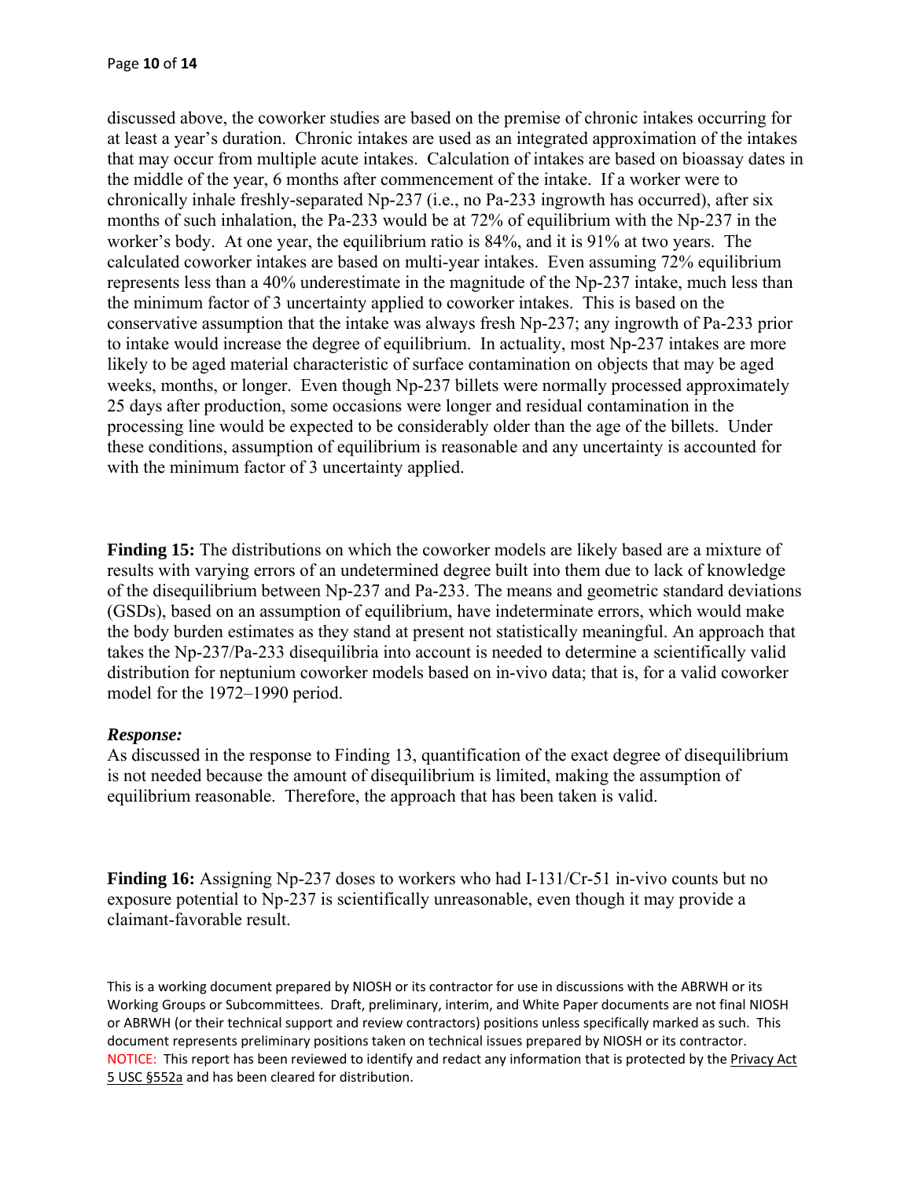discussed above, the coworker studies are based on the premise of chronic intakes occurring for at least a year's duration. Chronic intakes are used as an integrated approximation of the intakes that may occur from multiple acute intakes. Calculation of intakes are based on bioassay dates in the middle of the year, 6 months after commencement of the intake. If a worker were to chronically inhale freshly-separated Np-237 (i.e., no Pa-233 ingrowth has occurred), after six months of such inhalation, the Pa-233 would be at 72% of equilibrium with the Np-237 in the worker's body. At one year, the equilibrium ratio is 84%, and it is 91% at two years. The calculated coworker intakes are based on multi-year intakes. Even assuming 72% equilibrium represents less than a 40% underestimate in the magnitude of the Np-237 intake, much less than the minimum factor of 3 uncertainty applied to coworker intakes. This is based on the conservative assumption that the intake was always fresh Np-237; any ingrowth of Pa-233 prior to intake would increase the degree of equilibrium. In actuality, most Np-237 intakes are more likely to be aged material characteristic of surface contamination on objects that may be aged weeks, months, or longer. Even though Np-237 billets were normally processed approximately 25 days after production, some occasions were longer and residual contamination in the processing line would be expected to be considerably older than the age of the billets. Under these conditions, assumption of equilibrium is reasonable and any uncertainty is accounted for with the minimum factor of 3 uncertainty applied.

**Finding 15:** The distributions on which the coworker models are likely based are a mixture of results with varying errors of an undetermined degree built into them due to lack of knowledge of the disequilibrium between Np-237 and Pa-233. The means and geometric standard deviations (GSDs), based on an assumption of equilibrium, have indeterminate errors, which would make the body burden estimates as they stand at present not statistically meaningful. An approach that takes the Np-237/Pa-233 disequilibria into account is needed to determine a scientifically valid distribution for neptunium coworker models based on in-vivo data; that is, for a valid coworker model for the 1972–1990 period.

***Response:***

As discussed in the response to Finding 13, quantification of the exact degree of disequilibrium is not needed because the amount of disequilibrium is limited, making the assumption of equilibrium reasonable. Therefore, the approach that has been taken is valid.

**Finding 16:** Assigning Np-237 doses to workers who had I-131/Cr-51 in-vivo counts but no exposure potential to Np-237 is scientifically unreasonable, even though it may provide a claimant-favorable result.

This is a working document prepared by NIOSH or its contractor for use in discussions with the ABRWH or its Working Groups or Subcommittees. Draft, preliminary, interim, and White Paper documents are not final NIOSH or ABRWH (or their technical support and review contractors) positions unless specifically marked as such. This document represents preliminary positions taken on technical issues prepared by NIOSH or its contractor.
NOTICE: This report has been reviewed to identify and redact any information that is protected by the Privacy Act 5 USC §552a and has been cleared for distribution.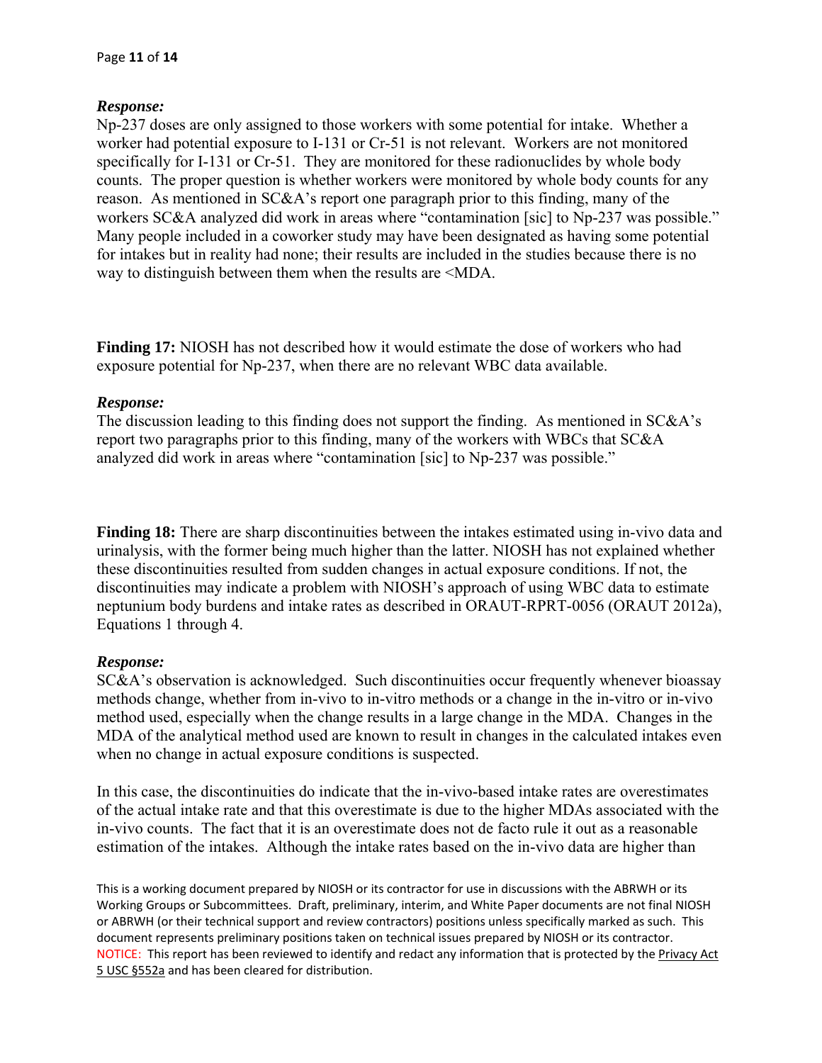***Response:***

Np-237 doses are only assigned to those workers with some potential for intake. Whether a worker had potential exposure to I-131 or Cr-51 is not relevant. Workers are not monitored specifically for I-131 or Cr-51. They are monitored for these radionuclides by whole body counts. The proper question is whether workers were monitored by whole body counts for any reason. As mentioned in SC&A's report one paragraph prior to this finding, many of the workers SC&A analyzed did work in areas where "contamination [sic] to Np-237 was possible." Many people included in a coworker study may have been designated as having some potential for intakes but in reality had none; their results are included in the studies because there is no way to distinguish between them when the results are <MDA.

**Finding 17:** NIOSH has not described how it would estimate the dose of workers who had exposure potential for Np-237, when there are no relevant WBC data available.

***Response:***

The discussion leading to this finding does not support the finding. As mentioned in SC&A's report two paragraphs prior to this finding, many of the workers with WBCs that SC&A analyzed did work in areas where "contamination [sic] to Np-237 was possible."

**Finding 18:** There are sharp discontinuities between the intakes estimated using in-vivo data and urinalysis, with the former being much higher than the latter. NIOSH has not explained whether these discontinuities resulted from sudden changes in actual exposure conditions. If not, the discontinuities may indicate a problem with NIOSH's approach of using WBC data to estimate neptunium body burdens and intake rates as described in ORAUT-RPRT-0056 (ORAUT 2012a), Equations 1 through 4.

***Response:***

SC&A's observation is acknowledged. Such discontinuities occur frequently whenever bioassay methods change, whether from in-vivo to in-vitro methods or a change in the in-vitro or in-vivo method used, especially when the change results in a large change in the MDA. Changes in the MDA of the analytical method used are known to result in changes in the calculated intakes even when no change in actual exposure conditions is suspected.

In this case, the discontinuities do indicate that the in-vivo-based intake rates are overestimates of the actual intake rate and that this overestimate is due to the higher MDAs associated with the in-vivo counts. The fact that it is an overestimate does not de facto rule it out as a reasonable estimation of the intakes. Although the intake rates based on the in-vivo data are higher than

This is a working document prepared by NIOSH or its contractor for use in discussions with the ABRWH or its Working Groups or Subcommittees. Draft, preliminary, interim, and White Paper documents are not final NIOSH or ABRWH (or their technical support and review contractors) positions unless specifically marked as such. This document represents preliminary positions taken on technical issues prepared by NIOSH or its contractor. NOTICE: This report has been reviewed to identify and redact any information that is protected by the Privacy Act 5 USC §552a and has been cleared for distribution.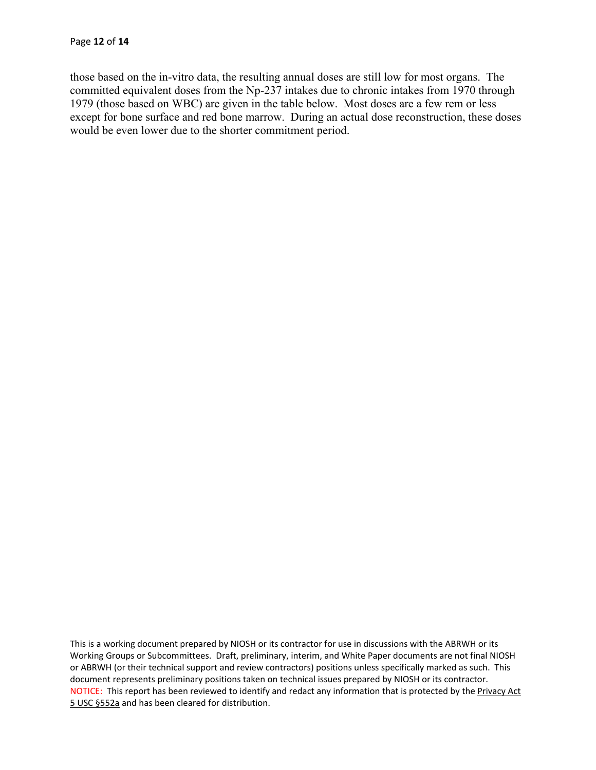those based on the in-vitro data, the resulting annual doses are still low for most organs. The committed equivalent doses from the Np-237 intakes due to chronic intakes from 1970 through 1979 (those based on WBC) are given in the table below. Most doses are a few rem or less except for bone surface and red bone marrow. During an actual dose reconstruction, these doses would be even lower due to the shorter commitment period.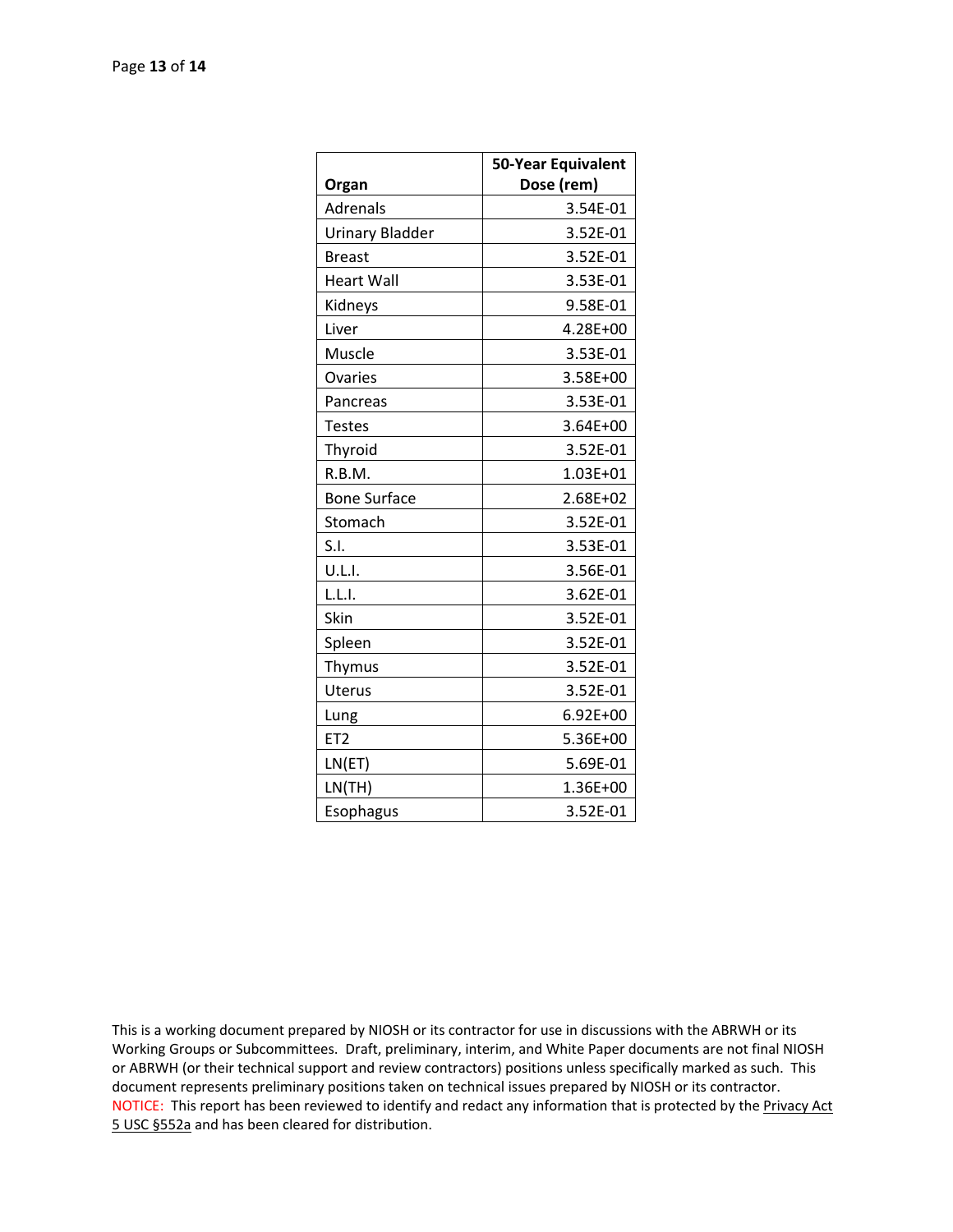| Organ | 50-Year Equivalent Dose (rem) |
|---|---|
| Adrenals | 3.54E-01 |
| Urinary Bladder | 3.52E-01 |
| Breast | 3.52E-01 |
| Heart Wall | 3.53E-01 |
| Kidneys | 9.58E-01 |
| Liver | 4.28E+00 |
| Muscle | 3.53E-01 |
| Ovaries | 3.58E+00 |
| Pancreas | 3.53E-01 |
| Testes | 3.64E+00 |
| Thyroid | 3.52E-01 |
| R.B.M. | 1.03E+01 |
| Bone Surface | 2.68E+02 |
| Stomach | 3.52E-01 |
| S.I. | 3.53E-01 |
| U.L.I. | 3.56E-01 |
| L.L.I. | 3.62E-01 |
| Skin | 3.52E-01 |
| Spleen | 3.52E-01 |
| Thymus | 3.52E-01 |
| Uterus | 3.52E-01 |
| Lung | 6.92E+00 |
| ET2 | 5.36E+00 |
| LN(ET) | 5.69E-01 |
| LN(TH) | 1.36E+00 |
| Esophagus | 3.52E-01 |

This is a working document prepared by NIOSH or its contractor for use in discussions with the ABRWH or its Working Groups or Subcommittees. Draft, preliminary, interim, and White Paper documents are not final NIOSH or ABRWH (or their technical support and review contractors) positions unless specifically marked as such. This document represents preliminary positions taken on technical issues prepared by NIOSH or its contractor.
NOTICE: This report has been reviewed to identify and redact any information that is protected by the Privacy Act 5 USC §552a and has been cleared for distribution.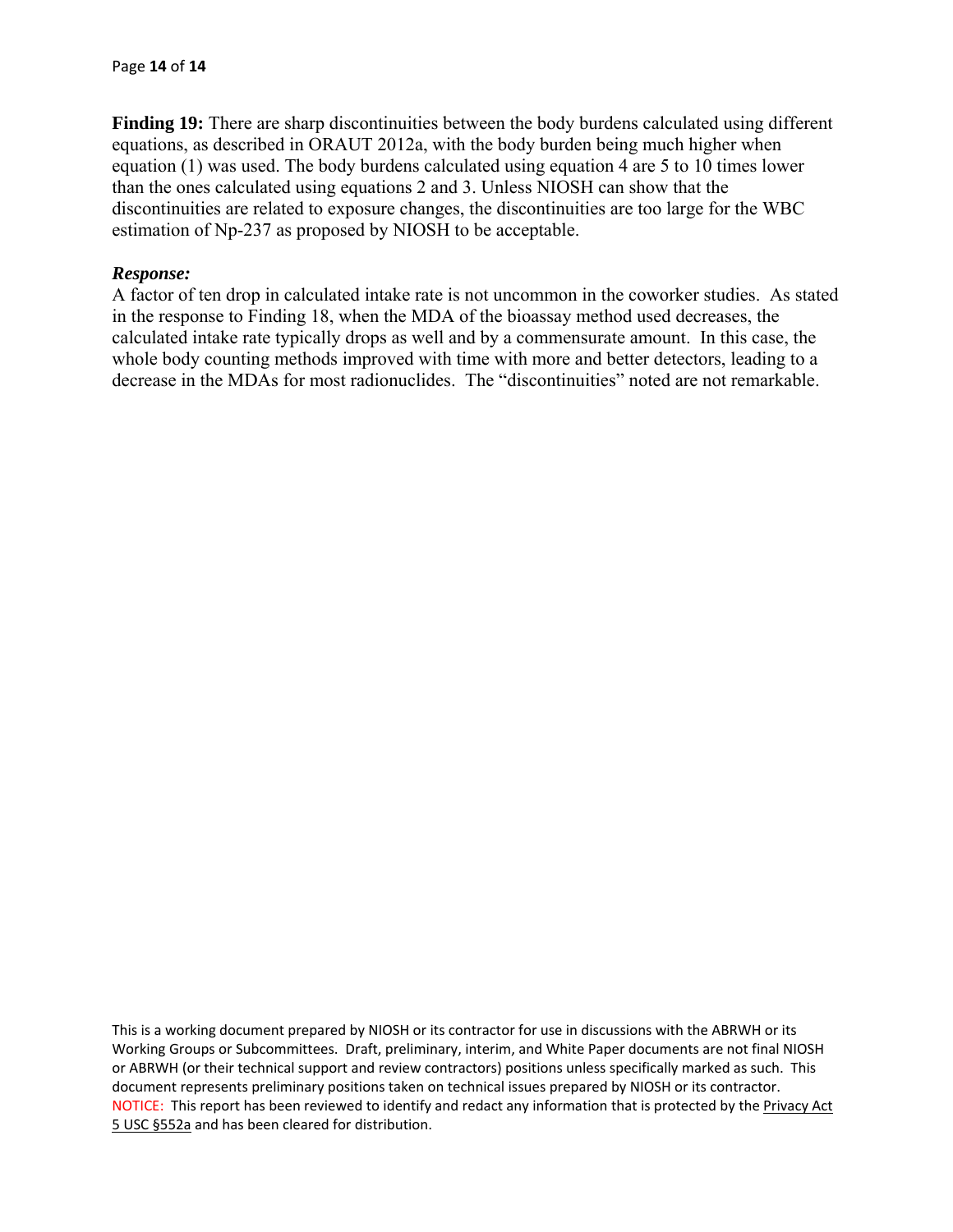**Finding 19:** There are sharp discontinuities between the body burdens calculated using different equations, as described in ORAUT 2012a, with the body burden being much higher when equation (1) was used. The body burdens calculated using equation 4 are 5 to 10 times lower than the ones calculated using equations 2 and 3. Unless NIOSH can show that the discontinuities are related to exposure changes, the discontinuities are too large for the WBC estimation of Np-237 as proposed by NIOSH to be acceptable.

***Response:***

A factor of ten drop in calculated intake rate is not uncommon in the coworker studies. As stated in the response to Finding 18, when the MDA of the bioassay method used decreases, the calculated intake rate typically drops as well and by a commensurate amount. In this case, the whole body counting methods improved with time with more and better detectors, leading to a decrease in the MDAs for most radionuclides. The "discontinuities" noted are not remarkable.

This is a working document prepared by NIOSH or its contractor for use in discussions with the ABRWH or its Working Groups or Subcommittees. Draft, preliminary, interim, and White Paper documents are not final NIOSH or ABRWH (or their technical support and review contractors) positions unless specifically marked as such. This document represents preliminary positions taken on technical issues prepared by NIOSH or its contractor.
NOTICE: This report has been reviewed to identify and redact any information that is protected by the Privacy Act 5 USC §552a and has been cleared for distribution.